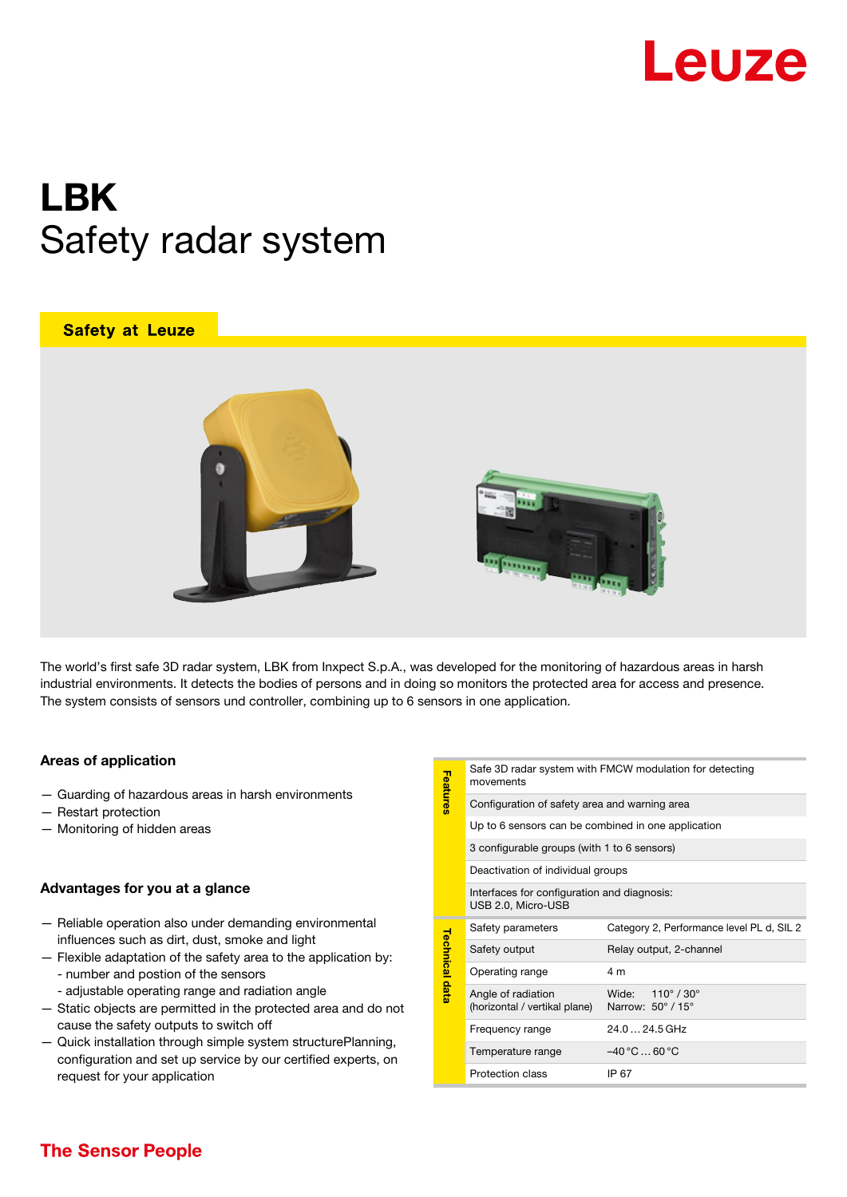# LBK
## Safety radar system

**Safety at Leuze**

The world's first safe 3D radar system, LBK from Inxpect S.p.A., was developed for the monitoring of hazardous areas in harsh industrial environments. It detects the bodies of persons and in doing so monitors the protected area for access and presence. The system consists of sensors und controller, combining up to 6 sensors in one application.

### Areas of application

- Guarding of hazardous areas in harsh environments
- Restart protection
- Monitoring of hidden areas

### Advantages for you at a glance

- Reliable operation also under demanding environmental influences such as dirt, dust, smoke and light
- Flexible adaptation of the safety area to the application by:
  - number and postion of the sensors
  - adjustable operating range and radiation angle
- Static objects are permitted in the protected area and do not cause the safety outputs to switch off
- Quick installation through simple system structurePlanning, configuration and set up service by our certified experts, on request for your application

| Features | |
|---|---|
| Safe 3D radar system with FMCW modulation for detecting movements | |
| Configuration of safety area and warning area | |
| Up to 6 sensors can be combined in one application | |
| 3 configurable groups (with 1 to 6 sensors) | |
| Deactivation of individual groups | |
| Interfaces for configuration and diagnosis: USB 2.0, Micro-USB | |

| Technical data | |
|---|---|
| Safety parameters | Category 2, Performance level PL d, SIL 2 |
| Safety output | Relay output, 2-channel |
| Operating range | 4 m |
| Angle of radiation (horizontal / vertikal plane) | Wide: 110° / 30°<br>Narrow: 50° / 15° |
| Frequency range | 24.0 … 24.5 GHz |
| Temperature range | –40 °C … 60 °C |
| Protection class | IP 67 |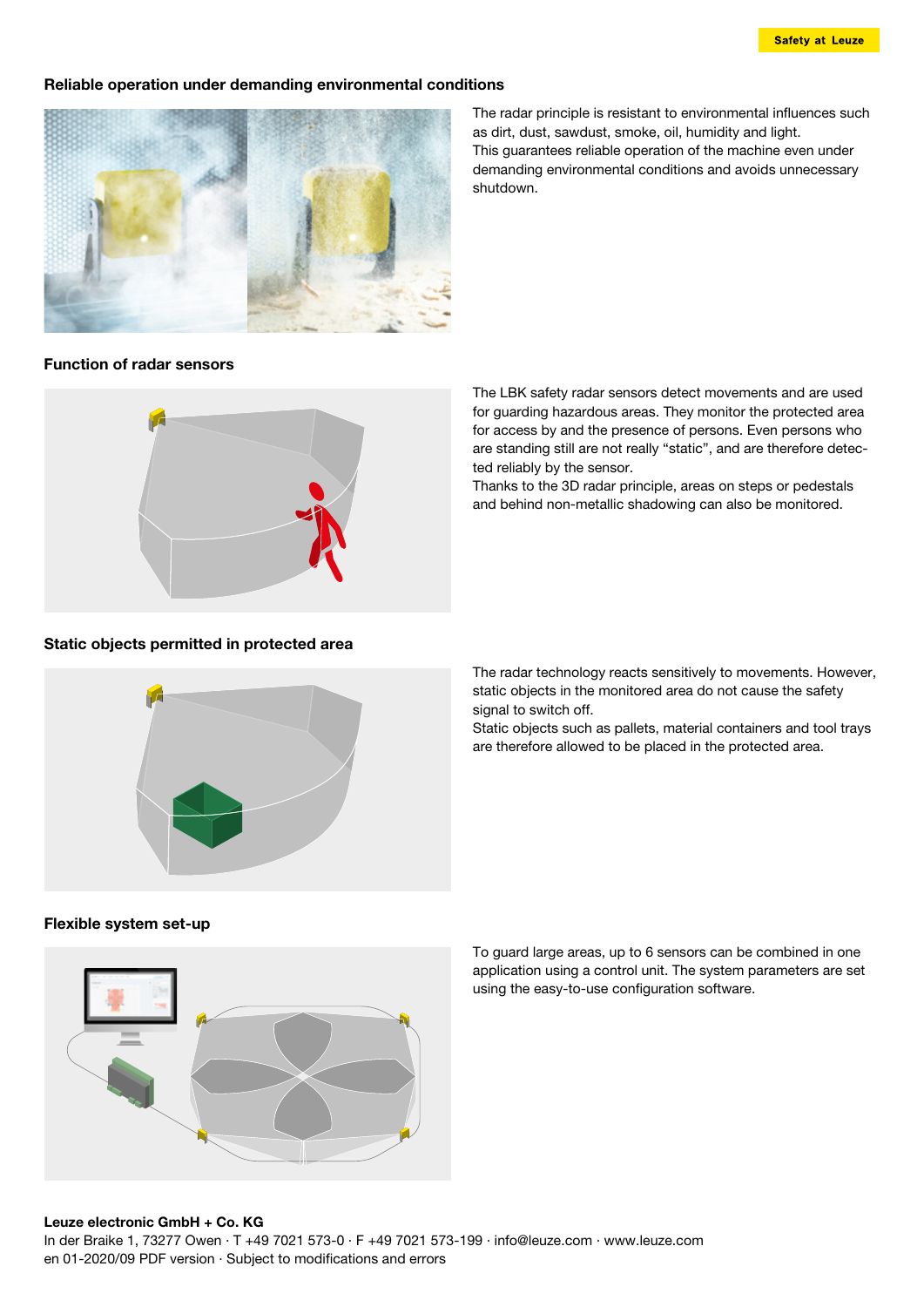## Reliable operation under demanding environmental conditions

The radar principle is resistant to environmental influences such as dirt, dust, sawdust, smoke, oil, humidity and light.
This guarantees reliable operation of the machine even under demanding environmental conditions and avoids unnecessary shutdown.

## Function of radar sensors

The LBK safety radar sensors detect movements and are used for guarding hazardous areas. They monitor the protected area for access by and the presence of persons. Even persons who are standing still are not really "static", and are therefore detected reliably by the sensor.
Thanks to the 3D radar principle, areas on steps or pedestals and behind non-metallic shadowing can also be monitored.

## Static objects permitted in protected area

The radar technology reacts sensitively to movements. However, static objects in the monitored area do not cause the safety signal to switch off.
Static objects such as pallets, material containers and tool trays are therefore allowed to be placed in the protected area.

## Flexible system set-up

To guard large areas, up to 6 sensors can be combined in one application using a control unit. The system parameters are set using the easy-to-use configuration software.

**Leuze electronic GmbH + Co. KG**
In der Braike 1, 73277 Owen · T +49 7021 573-0 · F +49 7021 573-199 · info@leuze.com · www.leuze.com
en 01-2020/09 PDF version · Subject to modifications and errors